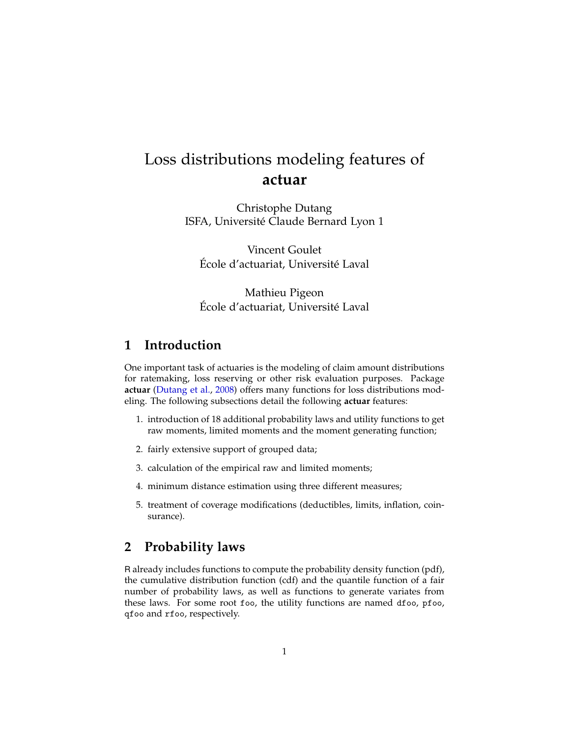# Loss distributions modeling features of **actuar**

Christophe Dutang
ISFA, Université Claude Bernard Lyon 1

Vincent Goulet
École d'actuariat, Université Laval

Mathieu Pigeon
École d'actuariat, Université Laval

## 1 Introduction

One important task of actuaries is the modeling of claim amount distributions for ratemaking, loss reserving or other risk evaluation purposes. Package **actuar** (Dutang et al., 2008) offers many functions for loss distributions modeling. The following subsections detail the following **actuar** features:

1. introduction of 18 additional probability laws and utility functions to get raw moments, limited moments and the moment generating function;
2. fairly extensive support of grouped data;
3. calculation of the empirical raw and limited moments;
4. minimum distance estimation using three different measures;
5. treatment of coverage modifications (deductibles, limits, inflation, coinsurance).

## 2 Probability laws

R already includes functions to compute the probability density function (pdf), the cumulative distribution function (cdf) and the quantile function of a fair number of probability laws, as well as functions to generate variates from these laws. For some root `foo`, the utility functions are named `dfoo`, `pfoo`, `qfoo` and `rfoo`, respectively.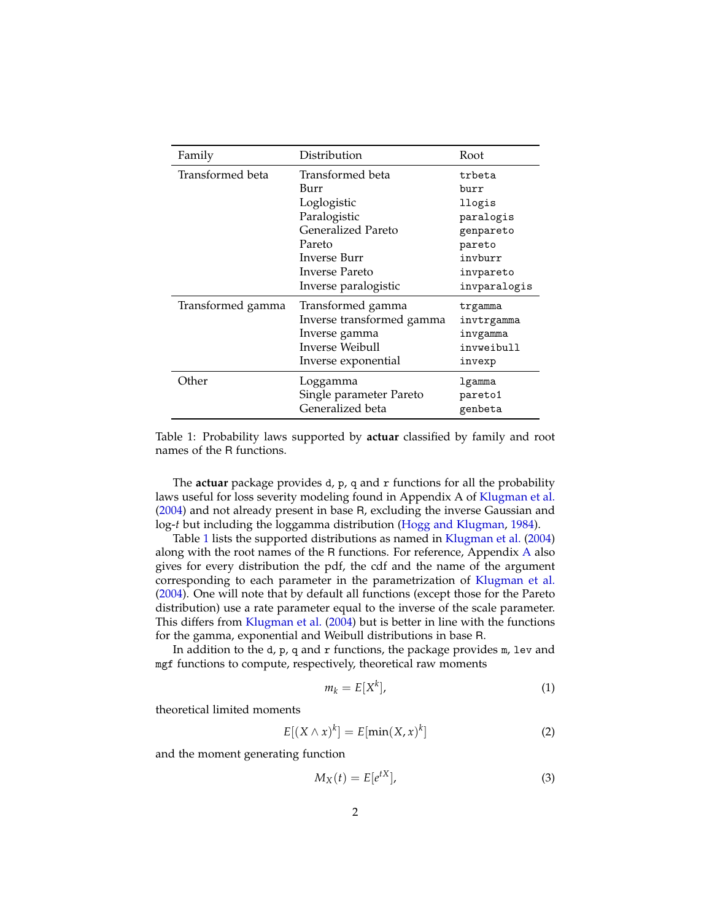| Family | Distribution | Root |
| --- | --- | --- |
| Transformed beta | Transformed beta | `trbeta` |
| | Burr | `burr` |
| | Loglogistic | `llogis` |
| | Paralogistic | `paralogis` |
| | Generalized Pareto | `genpareto` |
| | Pareto | `pareto` |
| | Inverse Burr | `invburr` |
| | Inverse Pareto | `invpareto` |
| | Inverse paralogistic | `invparalogis` |
| Transformed gamma | Transformed gamma | `trgamma` |
| | Inverse transformed gamma | `invtrgamma` |
| | Inverse gamma | `invgamma` |
| | Inverse Weibull | `invweibull` |
| | Inverse exponential | `invexp` |
| Other | Loggamma | `lgamma` |
| | Single parameter Pareto | `pareto1` |
| | Generalized beta | `genbeta` |

Table 1: Probability laws supported by **actuar** classified by family and root names of the R functions.

The **actuar** package provides `d`, `p`, `q` and `r` functions for all the probability laws useful for loss severity modeling found in Appendix A of Klugman et al. (2004) and not already present in base R, excluding the inverse Gaussian and log-$t$ but including the loggamma distribution (Hogg and Klugman, 1984).

Table 1 lists the supported distributions as named in Klugman et al. (2004) along with the root names of the R functions. For reference, Appendix A also gives for every distribution the pdf, the cdf and the name of the argument corresponding to each parameter in the parametrization of Klugman et al. (2004). One will note that by default all functions (except those for the Pareto distribution) use a rate parameter equal to the inverse of the scale parameter. This differs from Klugman et al. (2004) but is better in line with the functions for the gamma, exponential and Weibull distributions in base R.

In addition to the `d`, `p`, `q` and `r` functions, the package provides `m`, `lev` and `mgf` functions to compute, respectively, theoretical raw moments

$$m_k = E[X^k], \tag{1}$$

theoretical limited moments

$$E[(X \wedge x)^k] = E[\min(X, x)^k] \tag{2}$$

and the moment generating function

$$M_X(t) = E[e^{tX}], \tag{3}$$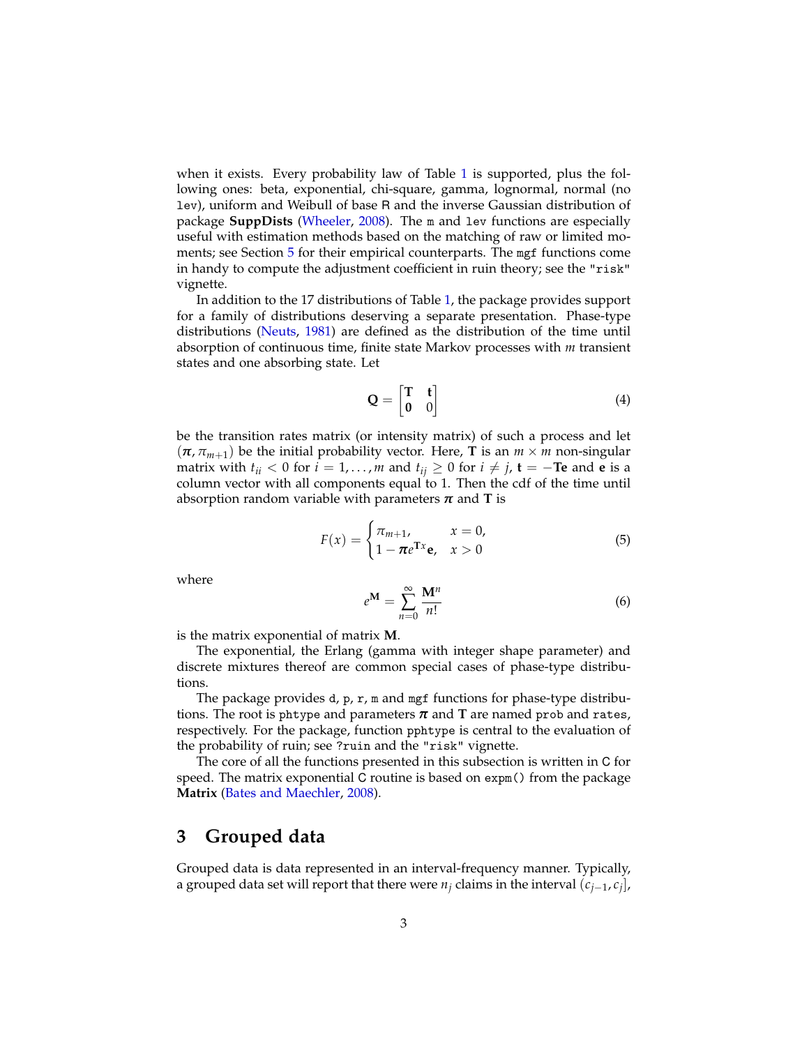when it exists. Every probability law of Table 1 is supported, plus the following ones: beta, exponential, chi-square, gamma, lognormal, normal (no `lev`), uniform and Weibull of base R and the inverse Gaussian distribution of package **SuppDists** (Wheeler, 2008). The `m` and `lev` functions are especially useful with estimation methods based on the matching of raw or limited moments; see Section 5 for their empirical counterparts. The `mgf` functions come in handy to compute the adjustment coefficient in ruin theory; see the `"risk"` vignette.

In addition to the 17 distributions of Table 1, the package provides support for a family of distributions deserving a separate presentation. Phase-type distributions (Neuts, 1981) are defined as the distribution of the time until absorption of continuous time, finite state Markov processes with $m$ transient states and one absorbing state. Let

$$\mathbf{Q} = \begin{bmatrix} \mathbf{T} & \mathbf{t} \\ \mathbf{0} & 0 \end{bmatrix} \tag{4}$$

be the transition rates matrix (or intensity matrix) of such a process and let $(\boldsymbol{\pi}, \pi_{m+1})$ be the initial probability vector. Here, $\mathbf{T}$ is an $m \times m$ non-singular matrix with $t_{ii} < 0$ for $i = 1, \dots, m$ and $t_{ij} \geq 0$ for $i \neq j$, $\mathbf{t} = -\mathbf{T}\mathbf{e}$ and $\mathbf{e}$ is a column vector with all components equal to 1. Then the cdf of the time until absorption random variable with parameters $\boldsymbol{\pi}$ and $\mathbf{T}$ is

$$F(x) = \begin{cases} \pi_{m+1}, & x = 0, \\ 1 - \boldsymbol{\pi} e^{\mathbf{T}x} \mathbf{e}, & x > 0 \end{cases} \tag{5}$$

where

$$e^{\mathbf{M}} = \sum_{n=0}^{\infty} \frac{\mathbf{M}^n}{n!} \tag{6}$$

is the matrix exponential of matrix $\mathbf{M}$.

The exponential, the Erlang (gamma with integer shape parameter) and discrete mixtures thereof are common special cases of phase-type distributions.

The package provides `d`, `p`, `r`, `m` and `mgf` functions for phase-type distributions. The root is `phtype` and parameters $\boldsymbol{\pi}$ and $\mathbf{T}$ are named `prob` and `rates`, respectively. For the package, function `pphtype` is central to the evaluation of the probability of ruin; see `?ruin` and the `"risk"` vignette.

The core of all the functions presented in this subsection is written in `C` for speed. The matrix exponential `C` routine is based on `expm()` from the package **Matrix** (Bates and Maechler, 2008).

## 3 Grouped data

Grouped data is data represented in an interval-frequency manner. Typically, a grouped data set will report that there were $n_j$ claims in the interval $(c_{j-1}, c_j]$,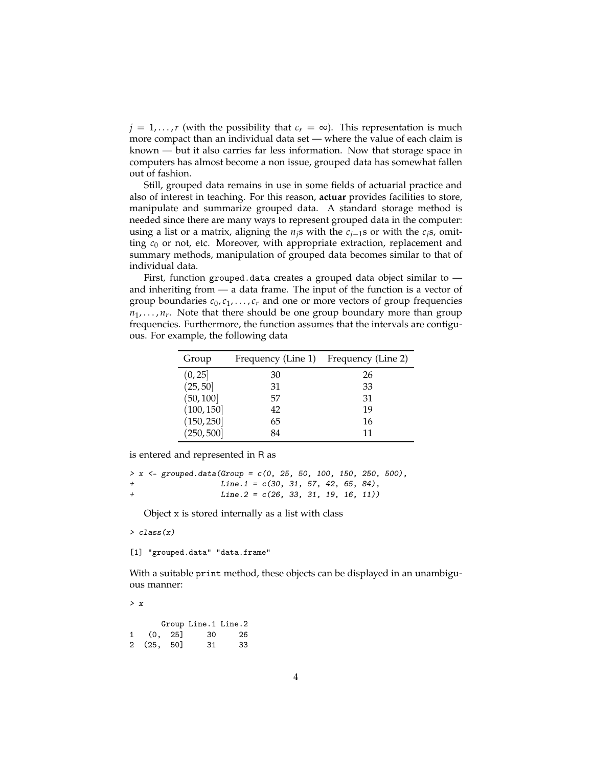$j = 1, \dots, r$ (with the possibility that $c_r = \infty$). This representation is much more compact than an individual data set — where the value of each claim is known — but it also carries far less information. Now that storage space in computers has almost become a non issue, grouped data has somewhat fallen out of fashion.

Still, grouped data remains in use in some fields of actuarial practice and also of interest in teaching. For this reason, **actuar** provides facilities to store, manipulate and summarize grouped data. A standard storage method is needed since there are many ways to represent grouped data in the computer: using a list or a matrix, aligning the $n_j$s with the $c_{j-1}$s or with the $c_j$s, omitting $c_0$ or not, etc. Moreover, with appropriate extraction, replacement and summary methods, manipulation of grouped data becomes similar to that of individual data.

First, function `grouped.data` creates a grouped data object similar to — and inheriting from — a data frame. The input of the function is a vector of group boundaries $c_0, c_1, \dots, c_r$ and one or more vectors of group frequencies $n_1, \dots, n_r$. Note that there should be one group boundary more than group frequencies. Furthermore, the function assumes that the intervals are contiguous. For example, the following data

| Group | Frequency (Line 1) | Frequency (Line 2) |
|---|---|---|
| $(0, 25]$ | 30 | 26 |
| $(25, 50]$ | 31 | 33 |
| $(50, 100]$ | 57 | 31 |
| $(100, 150]$ | 42 | 19 |
| $(150, 250]$ | 65 | 16 |
| $(250, 500]$ | 84 | 11 |

is entered and represented in R as

```
> x <- grouped.data(Group = c(0, 25, 50, 100, 150, 250, 500),
+                   Line.1 = c(30, 31, 57, 42, 65, 84),
+                   Line.2 = c(26, 33, 31, 19, 16, 11))
```

Object `x` is stored internally as a list with class

```
> class(x)
```

```
[1] "grouped.data" "data.frame"
```

With a suitable `print` method, these objects can be displayed in an unambiguous manner:

```
> x
```

```
       Group Line.1 Line.2
1   (0,  25]     30     26
2  (25,  50]     31     33
```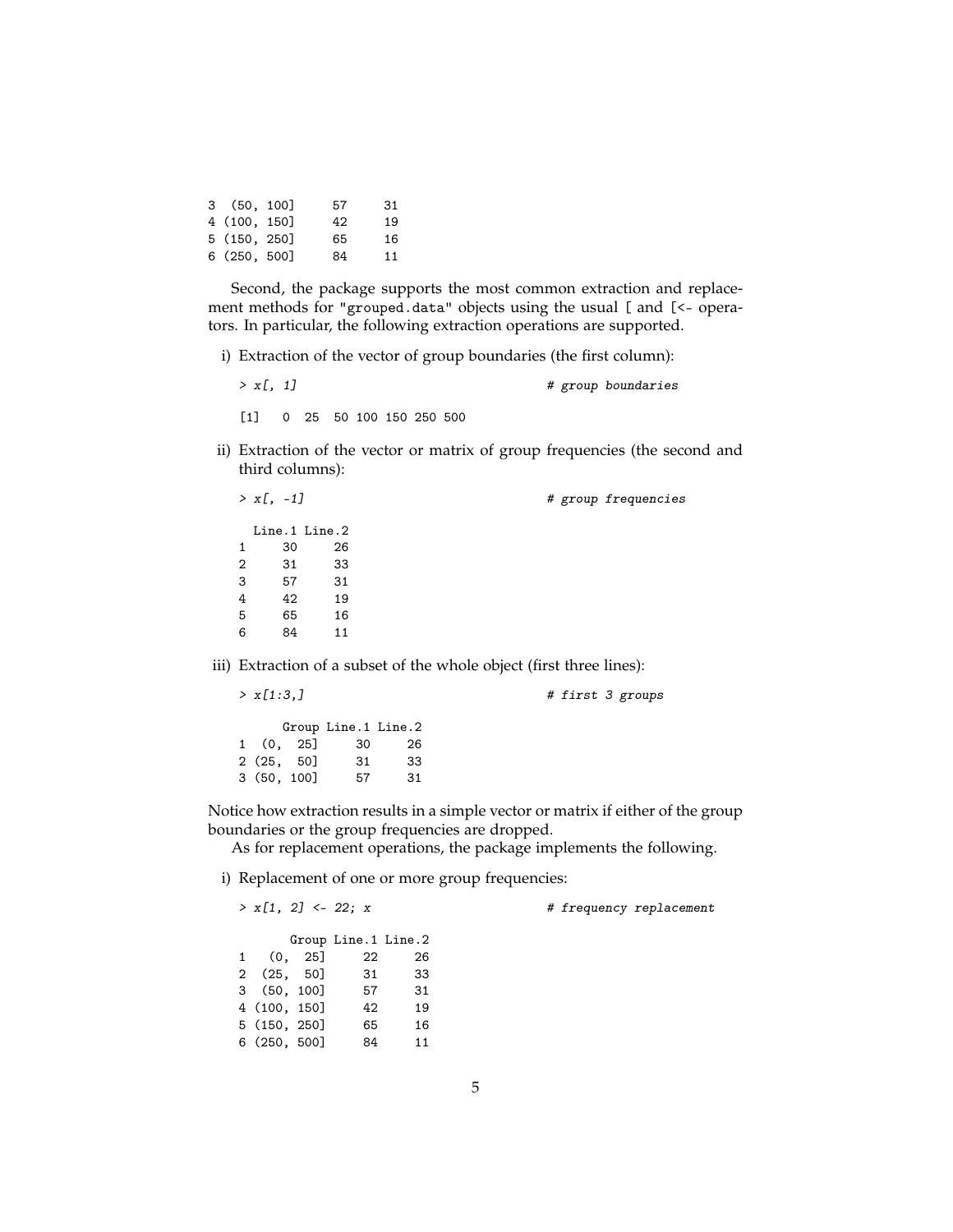```
3  (50, 100]     57     31
4 (100, 150]     42     19
5 (150, 250]     65     16
6 (250, 500]     84     11
```

Second, the package supports the most common extraction and replacement methods for "grouped.data" objects using the usual [ and [<- operators. In particular, the following extraction operations are supported.

i) Extraction of the vector of group boundaries (the first column):

```
> x[, 1]                                  # group boundaries

[1]   0  25  50 100 150 250 500
```

ii) Extraction of the vector or matrix of group frequencies (the second and third columns):

```
> x[, -1]                                 # group frequencies

  Line.1 Line.2
1     30     26
2     31     33
3     57     31
4     42     19
5     65     16
6     84     11
```

iii) Extraction of a subset of the whole object (first three lines):

```
> x[1:3,]                                 # first 3 groups

      Group Line.1 Line.2
1  (0,  25]     30     26
2 (25,  50]     31     33
3 (50, 100]     57     31
```

Notice how extraction results in a simple vector or matrix if either of the group boundaries or the group frequencies are dropped.

As for replacement operations, the package implements the following.

i) Replacement of one or more group frequencies:

```
> x[1, 2] <- 22; x                        # frequency replacement

       Group Line.1 Line.2
1   (0,  25]     22     26
2  (25,  50]     31     33
3  (50, 100]     57     31
4 (100, 150]     42     19
5 (150, 250]     65     16
6 (250, 500]     84     11
```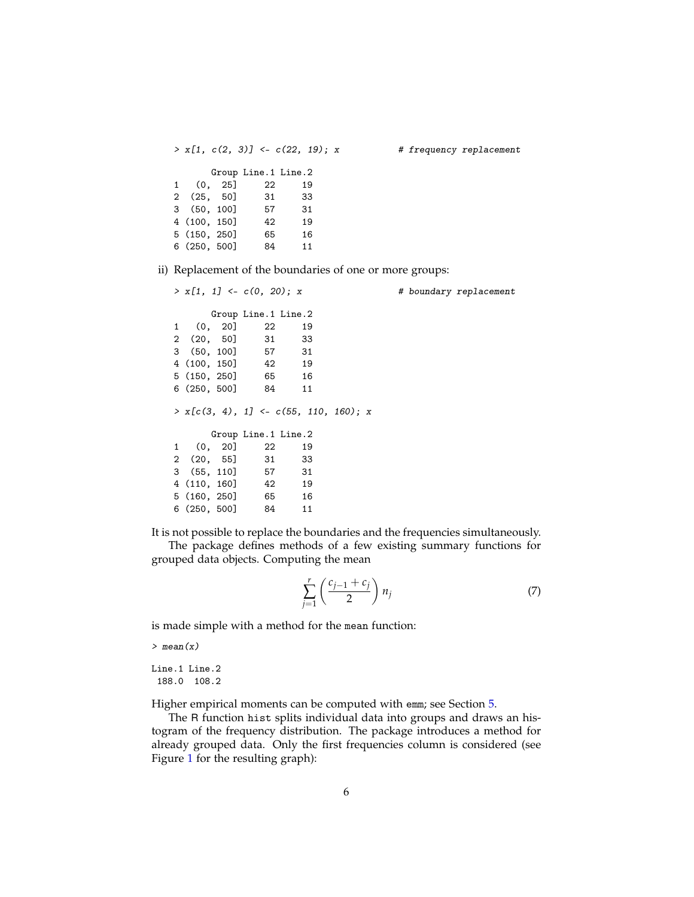```
> x[1, c(2, 3)] <- c(22, 19); x          # frequency replacement

       Group Line.1 Line.2
1   (0,  25]     22     19
2  (25,  50]     31     33
3  (50, 100]     57     31
4 (100, 150]     42     19
5 (150, 250]     65     16
6 (250, 500]     84     11
```

ii) Replacement of the boundaries of one or more groups:

```
> x[1, 1] <- c(0, 20); x                 # boundary replacement

       Group Line.1 Line.2
1   (0,  20]     22     19
2  (20,  50]     31     33
3  (50, 100]     57     31
4 (100, 150]     42     19
5 (150, 250]     65     16
6 (250, 500]     84     11

> x[c(3, 4), 1] <- c(55, 110, 160); x

       Group Line.1 Line.2
1   (0,  20]     22     19
2  (20,  55]     31     33
3  (55, 110]     57     31
4 (110, 160]     42     19
5 (160, 250]     65     16
6 (250, 500]     84     11
```

It is not possible to replace the boundaries and the frequencies simultaneously.

The package defines methods of a few existing summary functions for grouped data objects. Computing the mean

$$\sum_{j=1}^{r} \left( \frac{c_{j-1} + c_j}{2} \right) n_j \tag{7}$$

is made simple with a method for the `mean` function:

```
> mean(x)

Line.1 Line.2
 188.0  108.2
```

Higher empirical moments can be computed with `emm`; see Section 5.

The R function `hist` splits individual data into groups and draws an histogram of the frequency distribution. The package introduces a method for already grouped data. Only the first frequencies column is considered (see Figure 1 for the resulting graph):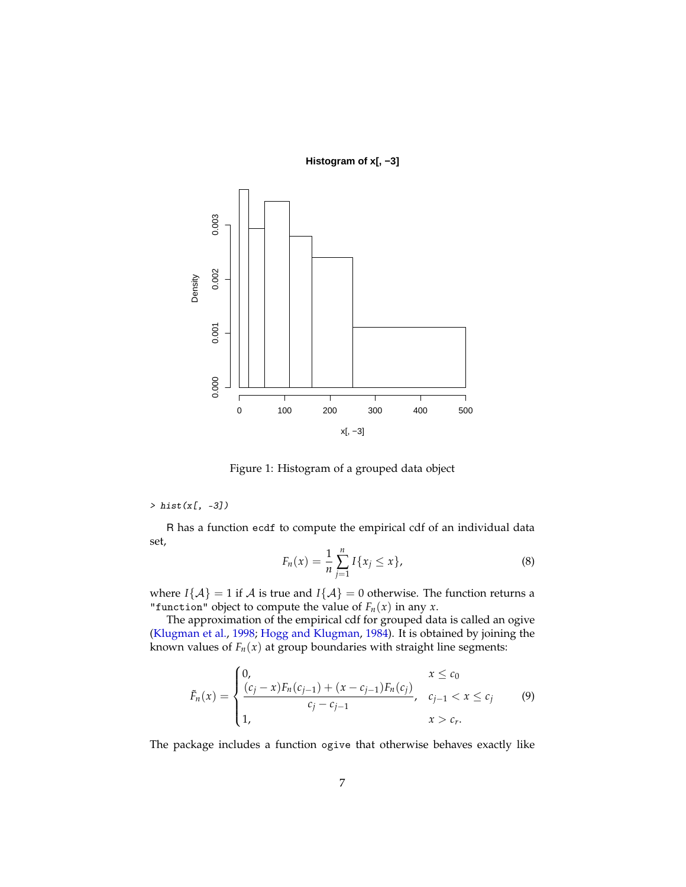Figure 1: Histogram of a grouped data object

```
> hist(x[, -3])
```

R has a function `ecdf` to compute the empirical cdf of an individual data set,

$$F_n(x) = \frac{1}{n} \sum_{j=1}^{n} I\{x_j \leq x\}, \tag{8}$$

where $I\{\mathcal{A}\} = 1$ if $\mathcal{A}$ is true and $I\{\mathcal{A}\} = 0$ otherwise. The function returns a `"function"` object to compute the value of $F_n(x)$ in any $x$.

The approximation of the empirical cdf for grouped data is called an ogive (Klugman et al., 1998; Hogg and Klugman, 1984). It is obtained by joining the known values of $F_n(x)$ at group boundaries with straight line segments:

$$\tilde{F}_n(x) = \begin{cases} 0, & x \leq c_0 \\ \dfrac{(c_j - x)F_n(c_{j-1}) + (x - c_{j-1})F_n(c_j)}{c_j - c_{j-1}}, & c_{j-1} < x \leq c_j \\ 1, & x > c_r. \end{cases} \tag{9}$$

The package includes a function `ogive` that otherwise behaves exactly like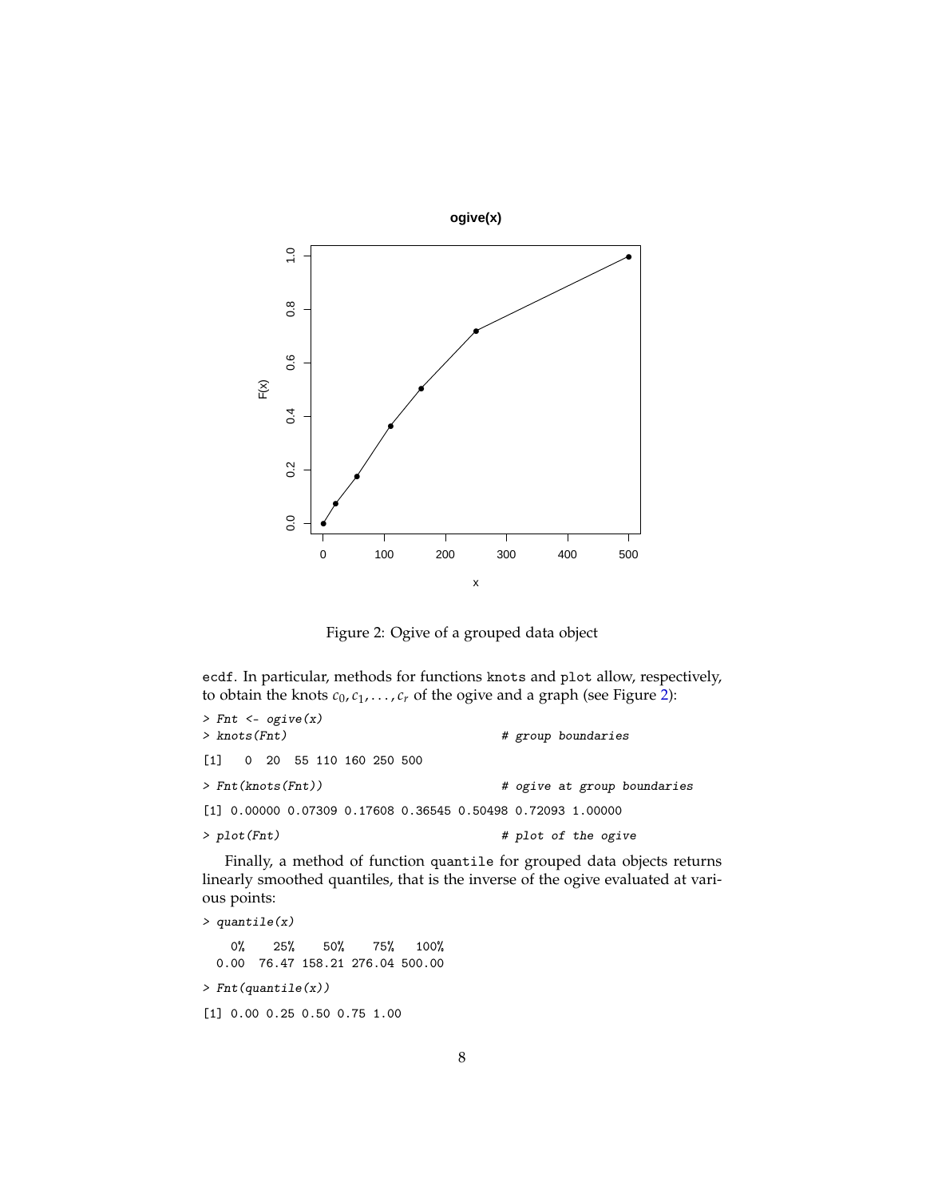Figure 2: Ogive of a grouped data object

ecdf. In particular, methods for functions knots and plot allow, respectively, to obtain the knots $c_0, c_1, \dots, c_r$ of the ogive and a graph (see Figure 2):

```
> Fnt <- ogive(x)
> knots(Fnt)                                # group boundaries

[1]   0  20  55 110 160 250 500

> Fnt(knots(Fnt))                           # ogive at group boundaries

[1] 0.00000 0.07309 0.17608 0.36545 0.50498 0.72093 1.00000

> plot(Fnt)                                 # plot of the ogive
```

Finally, a method of function quantile for grouped data objects returns linearly smoothed quantiles, that is the inverse of the ogive evaluated at various points:

```
> quantile(x)

    0%    25%    50%    75%   100%
  0.00  76.47 158.21 276.04 500.00

> Fnt(quantile(x))

[1] 0.00 0.25 0.50 0.75 1.00
```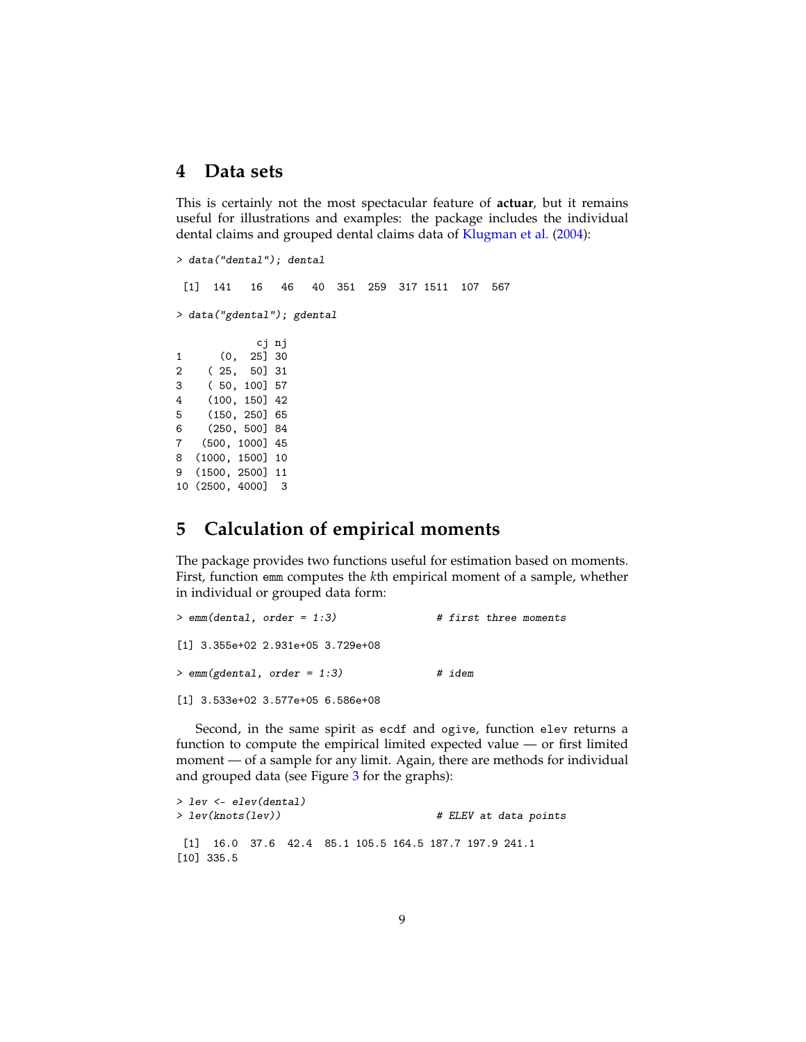# 4 Data sets

This is certainly not the most spectacular feature of **actuar**, but it remains useful for illustrations and examples: the package includes the individual dental claims and grouped dental claims data of Klugman et al. (2004):

```
> data("dental"); dental

 [1]  141   16   46   40  351  259  317 1511  107  567

> data("gdental"); gdental

            cj nj
1      (0,  25] 30
2    ( 25,  50] 31
3    ( 50, 100] 57
4    (100, 150] 42
5    (150, 250] 65
6    (250, 500] 84
7   (500, 1000] 45
8  (1000, 1500] 10
9  (1500, 2500] 11
10 (2500, 4000]  3
```

# 5 Calculation of empirical moments

The package provides two functions useful for estimation based on moments. First, function `emm` computes the $k$th empirical moment of a sample, whether in individual or grouped data form:

```
> emm(dental, order = 1:3)              # first three moments

[1] 3.355e+02 2.931e+05 3.729e+08

> emm(gdental, order = 1:3)             # idem

[1] 3.533e+02 3.577e+05 6.586e+08
```

Second, in the same spirit as `ecdf` and `ogive`, function `elev` returns a function to compute the empirical limited expected value — or first limited moment — of a sample for any limit. Again, there are methods for individual and grouped data (see Figure 3 for the graphs):

```
> lev <- elev(dental)
> lev(knots(lev))                       # ELEV at data points

 [1]  16.0  37.6  42.4  85.1 105.5 164.5 187.7 197.9 241.1
[10] 335.5
```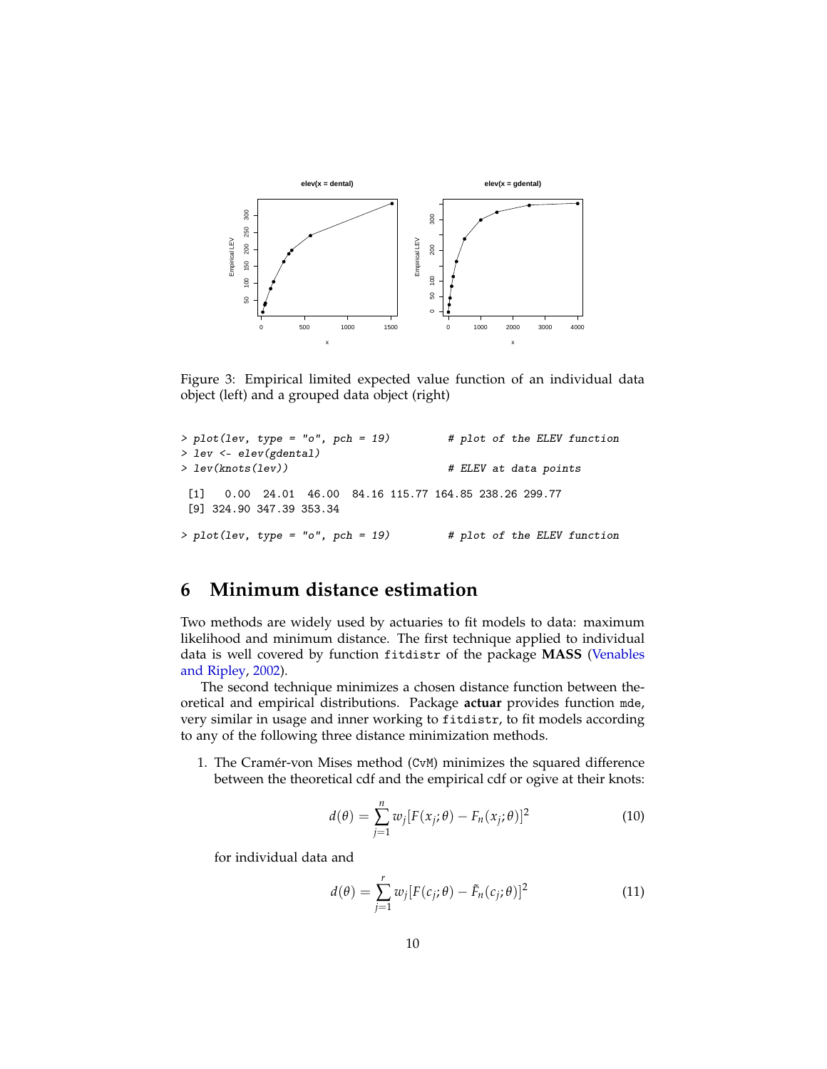Figure 3: Empirical limited expected value function of an individual data object (left) and a grouped data object (right)

```
> plot(lev, type = "o", pch = 19)          # plot of the ELEV function
> lev <- elev(gdental)
> lev(knots(lev))                          # ELEV at data points

 [1]   0.00  24.01  46.00  84.16 115.77 164.85 238.26 299.77
 [9] 324.90 347.39 353.34

> plot(lev, type = "o", pch = 19)          # plot of the ELEV function
```

## 6 Minimum distance estimation

Two methods are widely used by actuaries to fit models to data: maximum likelihood and minimum distance. The first technique applied to individual data is well covered by function `fitdistr` of the package **MASS** (Venables and Ripley, 2002).

The second technique minimizes a chosen distance function between theoretical and empirical distributions. Package **actuar** provides function `mde`, very similar in usage and inner working to `fitdistr`, to fit models according to any of the following three distance minimization methods.

1. The Cramér-von Mises method (`CvM`) minimizes the squared difference between the theoretical cdf and the empirical cdf or ogive at their knots:

$$d(\theta) = \sum_{j=1}^{n} w_j [F(x_j; \theta) - F_n(x_j; \theta)]^2 \tag{10}$$

   for individual data and

$$d(\theta) = \sum_{j=1}^{r} w_j [F(c_j; \theta) - \tilde{F}_n(c_j; \theta)]^2 \tag{11}$$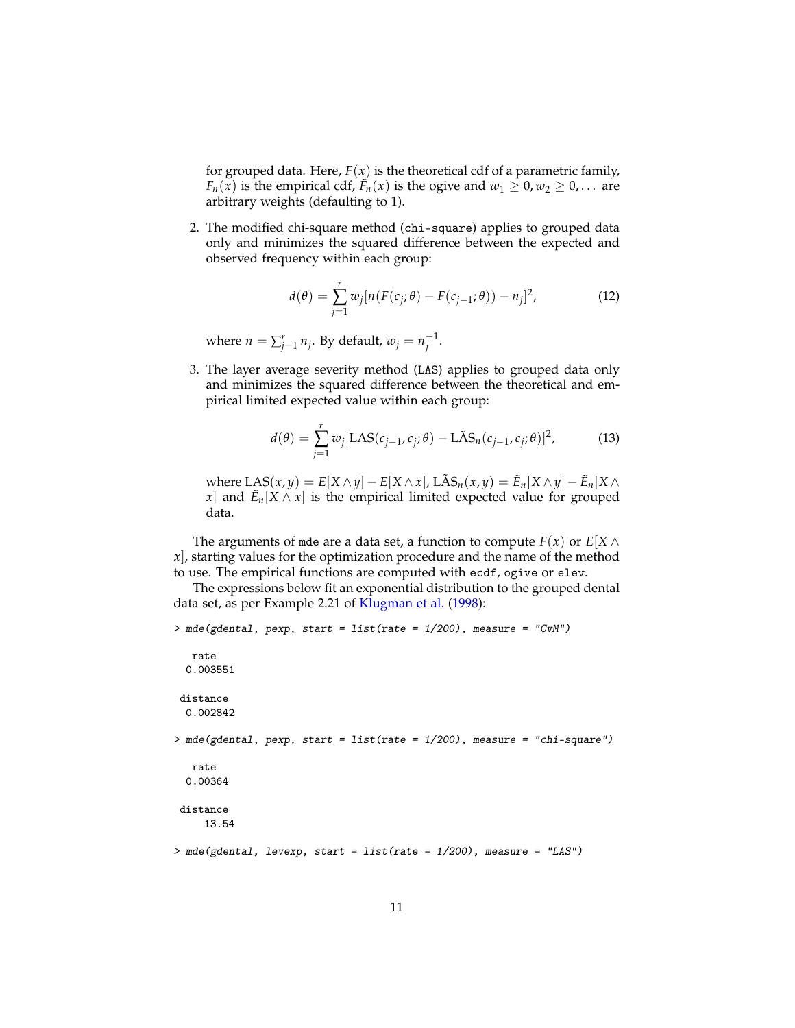for grouped data. Here, $F(x)$ is the theoretical cdf of a parametric family, $F_n(x)$ is the empirical cdf, $\tilde{F}_n(x)$ is the ogive and $w_1 \geq 0, w_2 \geq 0, \ldots$ are arbitrary weights (defaulting to 1).

2. The modified chi-square method (`chi-square`) applies to grouped data only and minimizes the squared difference between the expected and observed frequency within each group:

$$d(\theta) = \sum_{j=1}^{r} w_j [n(F(c_j; \theta) - F(c_{j-1}; \theta)) - n_j]^2, \tag{12}$$

where $n = \sum_{j=1}^{r} n_j$. By default, $w_j = n_j^{-1}$.

3. The layer average severity method (`LAS`) applies to grouped data only and minimizes the squared difference between the theoretical and empirical limited expected value within each group:

$$d(\theta) = \sum_{j=1}^{r} w_j [\text{LAS}(c_{j-1}, c_j; \theta) - \tilde{\text{LAS}}_n(c_{j-1}, c_j; \theta)]^2, \tag{13}$$

where $\text{LAS}(x, y) = E[X \wedge y] - E[X \wedge x]$, $\tilde{\text{LAS}}_n(x, y) = \tilde{E}_n[X \wedge y] - \tilde{E}_n[X \wedge x]$ and $\tilde{E}_n[X \wedge x]$ is the empirical limited expected value for grouped data.

The arguments of `mde` are a data set, a function to compute $F(x)$ or $E[X \wedge x]$, starting values for the optimization procedure and the name of the method to use. The empirical functions are computed with `ecdf`, `ogive` or `elev`.

The expressions below fit an exponential distribution to the grouped dental data set, as per Example 2.21 of Klugman et al. (1998):

```
> mde(gdental, pexp, start = list(rate = 1/200), measure = "CvM")

   rate
  0.003551

 distance
  0.002842

> mde(gdental, pexp, start = list(rate = 1/200), measure = "chi-square")

   rate
  0.00364

 distance
     13.54

> mde(gdental, levexp, start = list(rate = 1/200), measure = "LAS")
```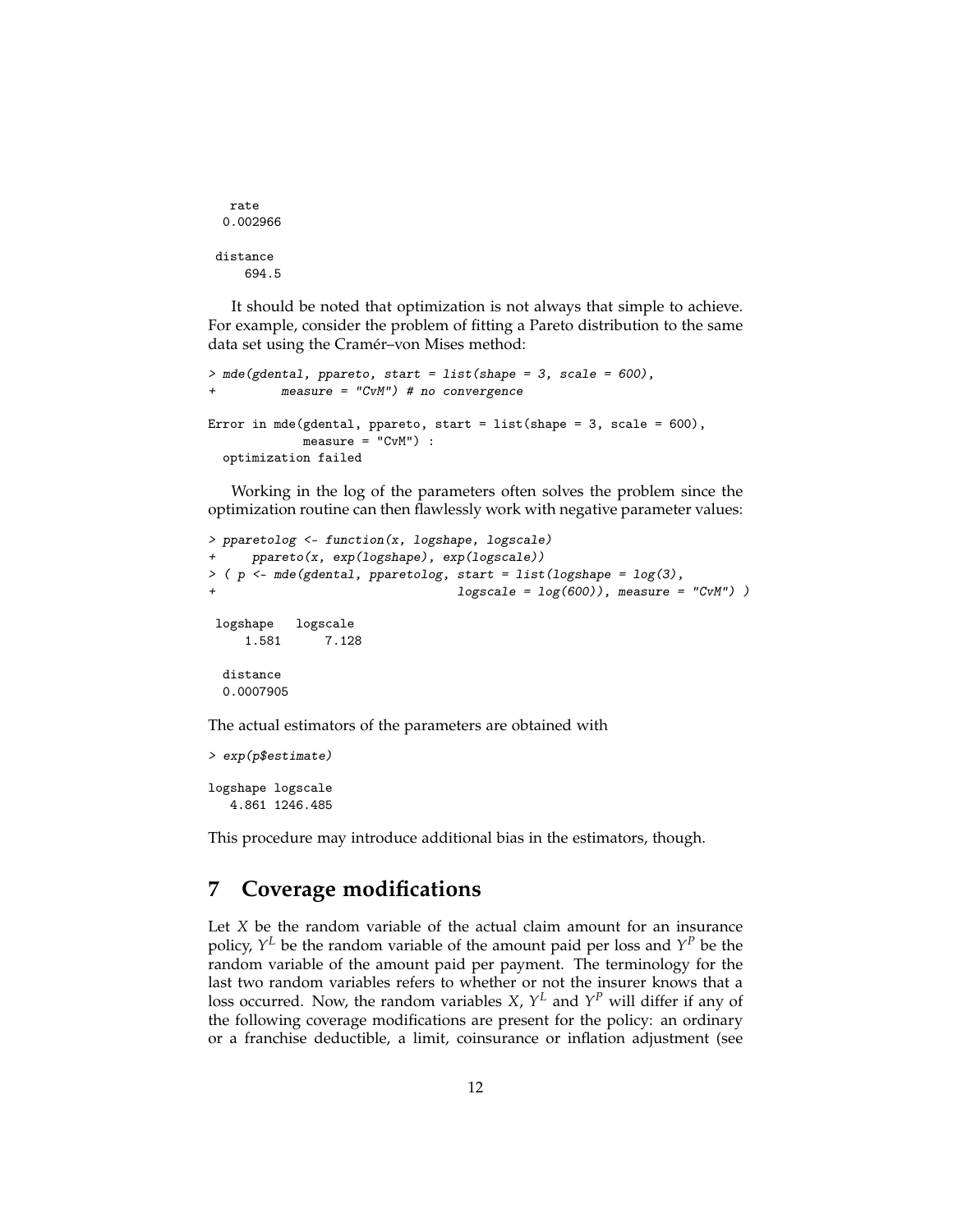```
   rate
  0.002966

 distance
     694.5
```

It should be noted that optimization is not always that simple to achieve. For example, consider the problem of fitting a Pareto distribution to the same data set using the Cramér–von Mises method:

```
> mde(gdental, ppareto, start = list(shape = 3, scale = 600),
+         measure = "CvM") # no convergence

Error in mde(gdental, ppareto, start = list(shape = 3, scale = 600),
            measure = "CvM") :
  optimization failed
```

Working in the log of the parameters often solves the problem since the optimization routine can then flawlessly work with negative parameter values:

```
> pparetolog <- function(x, logshape, logscale)
+     ppareto(x, exp(logshape), exp(logscale))
> ( p <- mde(gdental, pparetolog, start = list(logshape = log(3),
+                                logscale = log(600)), measure = "CvM") )

 logshape   logscale
    1.581      7.128

  distance
  0.0007905
```

The actual estimators of the parameters are obtained with

```
> exp(p$estimate)

logshape logscale
   4.861 1246.485
```

This procedure may introduce additional bias in the estimators, though.

# 7 Coverage modifications

Let $X$ be the random variable of the actual claim amount for an insurance policy, $Y^L$ be the random variable of the amount paid per loss and $Y^P$ be the random variable of the amount paid per payment. The terminology for the last two random variables refers to whether or not the insurer knows that a loss occurred. Now, the random variables $X$, $Y^L$ and $Y^P$ will differ if any of the following coverage modifications are present for the policy: an ordinary or a franchise deductible, a limit, coinsurance or inflation adjustment (see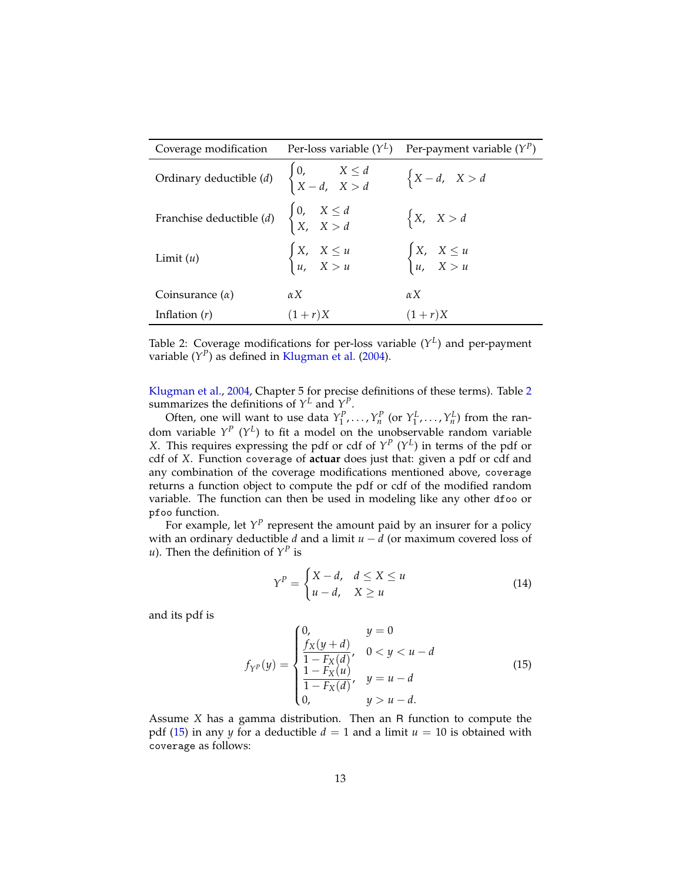| Coverage modification | Per-loss variable ($Y^L$) | Per-payment variable ($Y^P$) |
|---|---|---|
| Ordinary deductible ($d$) | $\begin{cases} 0, & X \le d \\ X - d, & X > d \end{cases}$ | $\begin{cases} X - d, & X > d \end{cases}$ |
| Franchise deductible ($d$) | $\begin{cases} 0, & X \le d \\ X, & X > d \end{cases}$ | $\begin{cases} X, & X > d \end{cases}$ |
| Limit ($u$) | $\begin{cases} X, & X \le u \\ u, & X > u \end{cases}$ | $\begin{cases} X, & X \le u \\ u, & X > u \end{cases}$ |
| Coinsurance ($\alpha$) | $\alpha X$ | $\alpha X$ |
| Inflation ($r$) | $(1+r)X$ | $(1+r)X$ |

Table 2: Coverage modifications for per-loss variable ($Y^L$) and per-payment variable ($Y^P$) as defined in Klugman et al. (2004).

Klugman et al., 2004, Chapter 5 for precise definitions of these terms). Table 2 summarizes the definitions of $Y^L$ and $Y^P$.

Often, one will want to use data $Y_1^P, \dots, Y_n^P$ (or $Y_1^L, \dots, Y_n^L$) from the random variable $Y^P$ ($Y^L$) to fit a model on the unobservable random variable $X$. This requires expressing the pdf or cdf of $Y^P$ ($Y^L$) in terms of the pdf or cdf of $X$. Function `coverage` of **actuar** does just that: given a pdf or cdf and any combination of the coverage modifications mentioned above, `coverage` returns a function object to compute the pdf or cdf of the modified random variable. The function can then be used in modeling like any other `dfoo` or `pfoo` function.

For example, let $Y^P$ represent the amount paid by an insurer for a policy with an ordinary deductible $d$ and a limit $u - d$ (or maximum covered loss of $u$). Then the definition of $Y^P$ is

$$Y^P = \begin{cases} X - d, & d \le X \le u \\ u - d, & X \ge u \end{cases} \tag{14}$$

and its pdf is

$$f_{Y^P}(y) = \begin{cases} 0, & y = 0 \\ \dfrac{f_X(y+d)}{1 - F_X(d)}, & 0 < y < u - d \\ \dfrac{1 - F_X(u)}{1 - F_X(d)}, & y = u - d \\ 0, & y > u - d. \end{cases} \tag{15}$$

Assume $X$ has a gamma distribution. Then an R function to compute the pdf (15) in any $y$ for a deductible $d = 1$ and a limit $u = 10$ is obtained with `coverage` as follows: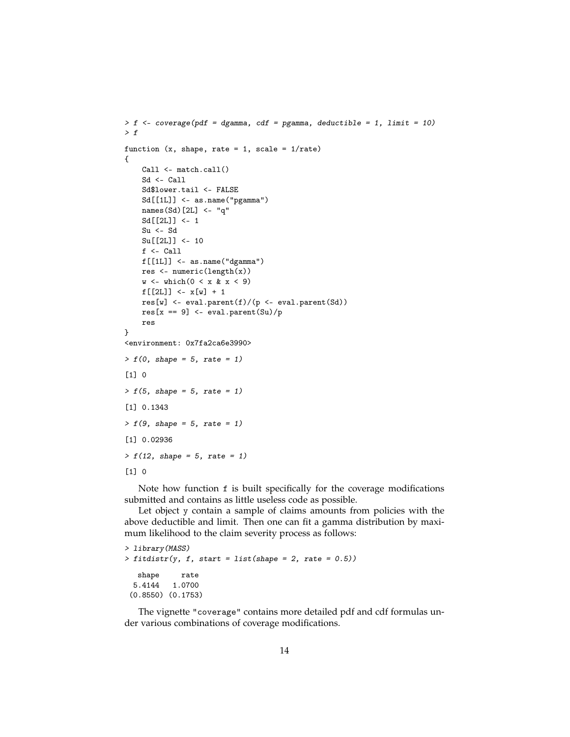```
> f <- coverage(pdf = dgamma, cdf = pgamma, deductible = 1, limit = 10)
> f
function (x, shape, rate = 1, scale = 1/rate)
{
    Call <- match.call()
    Sd <- Call
    Sd$lower.tail <- FALSE
    Sd[[1L]] <- as.name("pgamma")
    names(Sd)[2L] <- "q"
    Sd[[2L]] <- 1
    Su <- Sd
    Su[[2L]] <- 10
    f <- Call
    f[[1L]] <- as.name("dgamma")
    res <- numeric(length(x))
    w <- which(0 < x & x < 9)
    f[[2L]] <- x[w] + 1
    res[w] <- eval.parent(f)/(p <- eval.parent(Sd))
    res[x == 9] <- eval.parent(Su)/p
    res
}
<environment: 0x7fa2ca6e3990>
> f(0, shape = 5, rate = 1)
[1] 0
> f(5, shape = 5, rate = 1)
[1] 0.1343
> f(9, shape = 5, rate = 1)
[1] 0.02936
> f(12, shape = 5, rate = 1)
[1] 0
```

Note how function f is built specifically for the coverage modifications submitted and contains as little useless code as possible.

Let object y contain a sample of claims amounts from policies with the above deductible and limit. Then one can fit a gamma distribution by maximum likelihood to the claim severity process as follows:

```
> library(MASS)
> fitdistr(y, f, start = list(shape = 2, rate = 0.5))
   shape     rate
  5.4144   1.0700
 (0.8550) (0.1753)
```

The vignette "coverage" contains more detailed pdf and cdf formulas under various combinations of coverage modifications.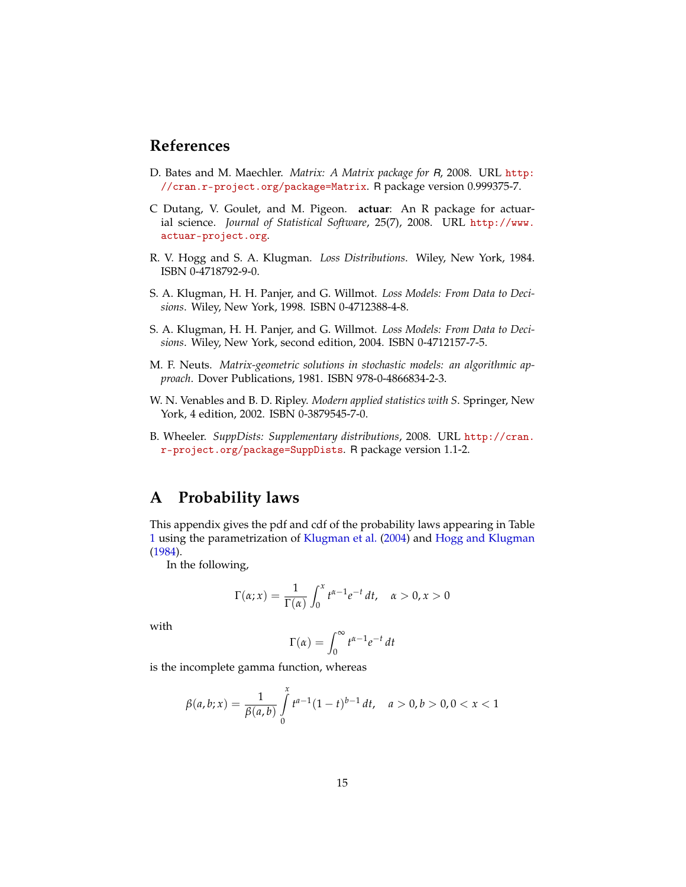## References

D. Bates and M. Maechler. *Matrix: A Matrix package for R*, 2008. URL http://cran.r-project.org/package=Matrix. R package version 0.999375-7.

C Dutang, V. Goulet, and M. Pigeon. **actuar**: An R package for actuarial science. *Journal of Statistical Software*, 25(7), 2008. URL http://www.actuar-project.org.

R. V. Hogg and S. A. Klugman. *Loss Distributions*. Wiley, New York, 1984. ISBN 0-4718792-9-0.

S. A. Klugman, H. H. Panjer, and G. Willmot. *Loss Models: From Data to Decisions*. Wiley, New York, 1998. ISBN 0-4712388-4-8.

S. A. Klugman, H. H. Panjer, and G. Willmot. *Loss Models: From Data to Decisions*. Wiley, New York, second edition, 2004. ISBN 0-4712157-7-5.

M. F. Neuts. *Matrix-geometric solutions in stochastic models: an algorithmic approach*. Dover Publications, 1981. ISBN 978-0-4866834-2-3.

W. N. Venables and B. D. Ripley. *Modern applied statistics with S*. Springer, New York, 4 edition, 2002. ISBN 0-3879545-7-0.

B. Wheeler. *SuppDists: Supplementary distributions*, 2008. URL http://cran.r-project.org/package=SuppDists. R package version 1.1-2.

## A Probability laws

This appendix gives the pdf and cdf of the probability laws appearing in Table 1 using the parametrization of Klugman et al. (2004) and Hogg and Klugman (1984).

In the following,

$$\Gamma(\alpha; x) = \frac{1}{\Gamma(\alpha)} \int_0^x t^{\alpha-1} e^{-t} \, dt, \quad \alpha > 0, x > 0$$

with

$$\Gamma(\alpha) = \int_0^\infty t^{\alpha-1} e^{-t} \, dt$$

is the incomplete gamma function, whereas

$$\beta(a, b; x) = \frac{1}{\beta(a, b)} \int_0^x t^{a-1} (1-t)^{b-1} \, dt, \quad a > 0, b > 0, 0 < x < 1$$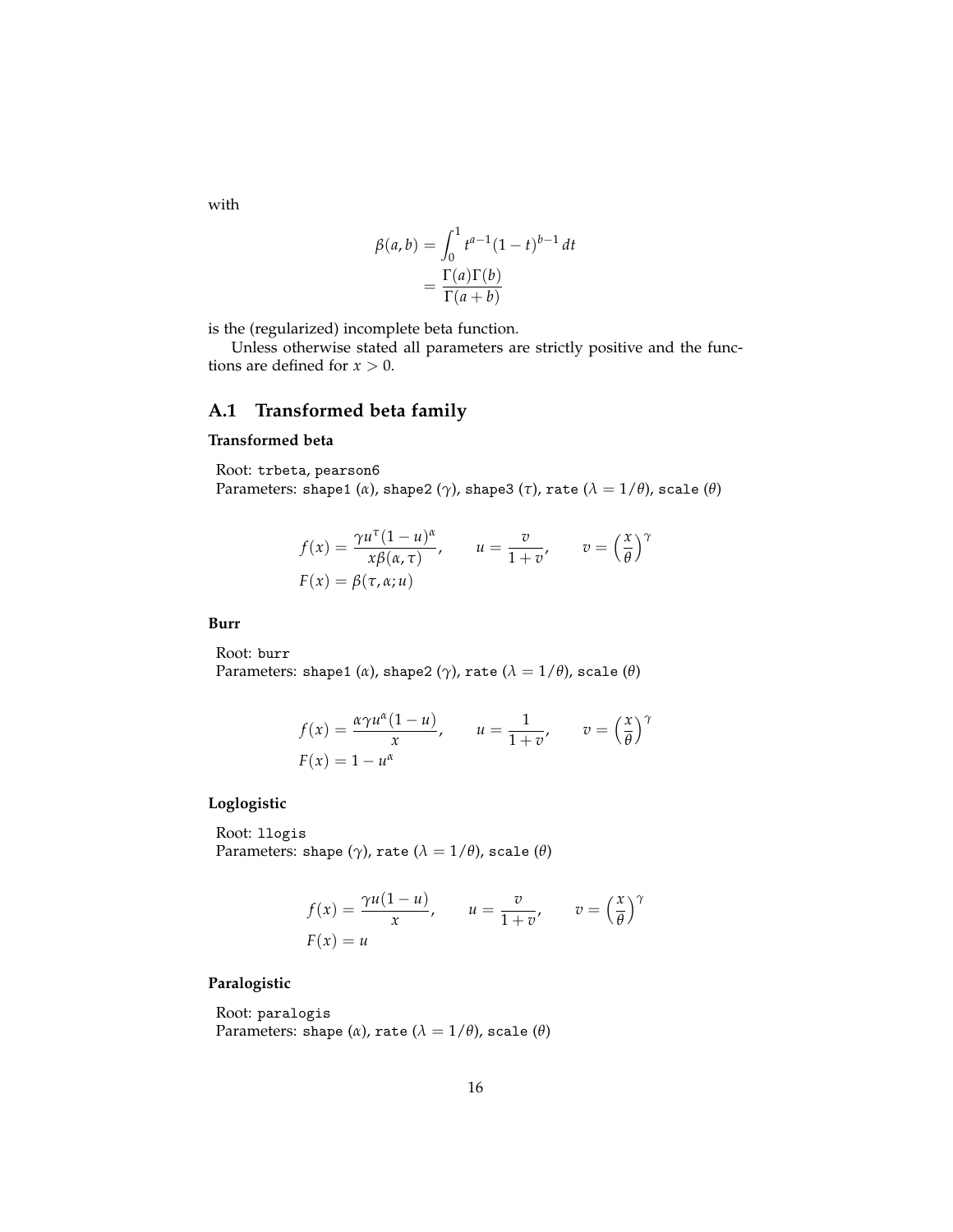with

$$
\begin{aligned}
\beta(a,b) &= \int_0^1 t^{a-1}(1-t)^{b-1}\,dt \\
&= \frac{\Gamma(a)\Gamma(b)}{\Gamma(a+b)}
\end{aligned}
$$

is the (regularized) incomplete beta function.

Unless otherwise stated all parameters are strictly positive and the functions are defined for $x > 0$.

## A.1 Transformed beta family

### Transformed beta

Root: `trbeta`, `pearson6`
Parameters: `shape1` ($\alpha$), `shape2` ($\gamma$), `shape3` ($\tau$), `rate` ($\lambda = 1/\theta$), `scale` ($\theta$)

$$
\begin{aligned}
f(x) &= \frac{\gamma u^\tau (1-u)^\alpha}{x\beta(\alpha,\tau)}, \qquad u = \frac{v}{1+v}, \qquad v = \left(\frac{x}{\theta}\right)^\gamma \\
F(x) &= \beta(\tau, \alpha; u)
\end{aligned}
$$

### Burr

Root: `burr`
Parameters: `shape1` ($\alpha$), `shape2` ($\gamma$), `rate` ($\lambda = 1/\theta$), `scale` ($\theta$)

$$
\begin{aligned}
f(x) &= \frac{\alpha\gamma u^\alpha (1-u)}{x}, \qquad u = \frac{1}{1+v}, \qquad v = \left(\frac{x}{\theta}\right)^\gamma \\
F(x) &= 1 - u^\alpha
\end{aligned}
$$

### Loglogistic

Root: `llogis`
Parameters: `shape` ($\gamma$), `rate` ($\lambda = 1/\theta$), `scale` ($\theta$)

$$
\begin{aligned}
f(x) &= \frac{\gamma u(1-u)}{x}, \qquad u = \frac{v}{1+v}, \qquad v = \left(\frac{x}{\theta}\right)^\gamma \\
F(x) &= u
\end{aligned}
$$

### Paralogistic

Root: `paralogis`
Parameters: `shape` ($\alpha$), `rate` ($\lambda = 1/\theta$), `scale` ($\theta$)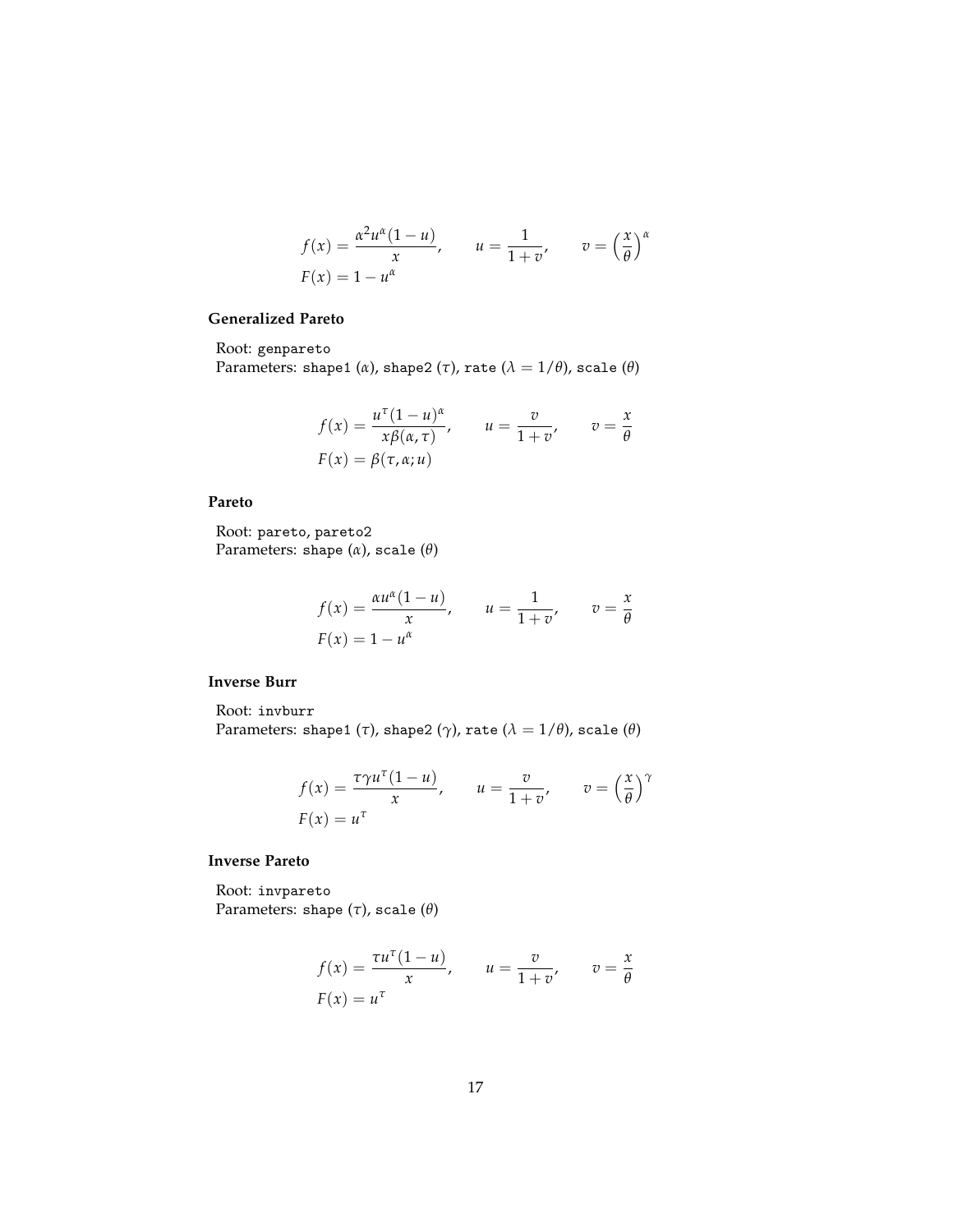$$
\begin{aligned}
f(x) &= \frac{\alpha^2 u^\alpha (1-u)}{x}, \qquad u = \frac{1}{1+v}, \qquad v = \left(\frac{x}{\theta}\right)^\alpha \\
F(x) &= 1 - u^\alpha
\end{aligned}
$$

### Generalized Pareto

Root: `genpareto`
Parameters: `shape1` ($\alpha$), `shape2` ($\tau$), `rate` ($\lambda = 1/\theta$), `scale` ($\theta$)

$$
\begin{aligned}
f(x) &= \frac{u^\tau (1-u)^\alpha}{x \beta(\alpha, \tau)}, \qquad u = \frac{v}{1+v}, \qquad v = \frac{x}{\theta} \\
F(x) &= \beta(\tau, \alpha; u)
\end{aligned}
$$

### Pareto

Root: `pareto`, `pareto2`
Parameters: `shape` ($\alpha$), `scale` ($\theta$)

$$
\begin{aligned}
f(x) &= \frac{\alpha u^\alpha (1-u)}{x}, \qquad u = \frac{1}{1+v}, \qquad v = \frac{x}{\theta} \\
F(x) &= 1 - u^\alpha
\end{aligned}
$$

### Inverse Burr

Root: `invburr`
Parameters: `shape1` ($\tau$), `shape2` ($\gamma$), `rate` ($\lambda = 1/\theta$), `scale` ($\theta$)

$$
\begin{aligned}
f(x) &= \frac{\tau \gamma u^\tau (1-u)}{x}, \qquad u = \frac{v}{1+v}, \qquad v = \left(\frac{x}{\theta}\right)^\gamma \\
F(x) &= u^\tau
\end{aligned}
$$

### Inverse Pareto

Root: `invpareto`
Parameters: `shape` ($\tau$), `scale` ($\theta$)

$$
\begin{aligned}
f(x) &= \frac{\tau u^\tau (1-u)}{x}, \qquad u = \frac{v}{1+v}, \qquad v = \frac{x}{\theta} \\
F(x) &= u^\tau
\end{aligned}
$$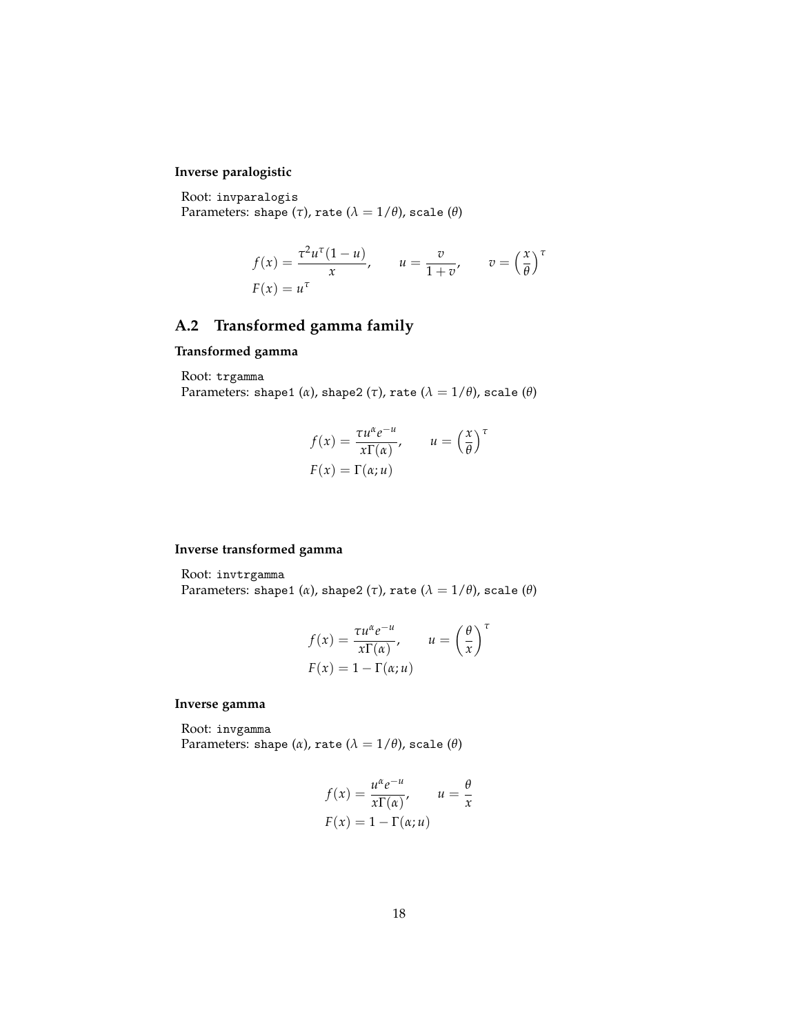### Inverse paralogistic

Root: `invparalogis`
Parameters: `shape` ($\tau$), `rate` ($\lambda = 1/\theta$), `scale` ($\theta$)

$$f(x) = \frac{\tau^2 u^\tau (1-u)}{x}, \qquad u = \frac{v}{1+v}, \qquad v = \left(\frac{x}{\theta}\right)^\tau$$

$$F(x) = u^\tau$$

## A.2 Transformed gamma family

### Transformed gamma

Root: `trgamma`
Parameters: `shape1` ($\alpha$), `shape2` ($\tau$), `rate` ($\lambda = 1/\theta$), `scale` ($\theta$)

$$f(x) = \frac{\tau u^\alpha e^{-u}}{x\Gamma(\alpha)}, \qquad u = \left(\frac{x}{\theta}\right)^\tau$$

$$F(x) = \Gamma(\alpha; u)$$

### Inverse transformed gamma

Root: `invtrgamma`
Parameters: `shape1` ($\alpha$), `shape2` ($\tau$), `rate` ($\lambda = 1/\theta$), `scale` ($\theta$)

$$f(x) = \frac{\tau u^\alpha e^{-u}}{x\Gamma(\alpha)}, \qquad u = \left(\frac{\theta}{x}\right)^\tau$$

$$F(x) = 1 - \Gamma(\alpha; u)$$

### Inverse gamma

Root: `invgamma`
Parameters: `shape` ($\alpha$), `rate` ($\lambda = 1/\theta$), `scale` ($\theta$)

$$f(x) = \frac{u^\alpha e^{-u}}{x\Gamma(\alpha)}, \qquad u = \frac{\theta}{x}$$

$$F(x) = 1 - \Gamma(\alpha; u)$$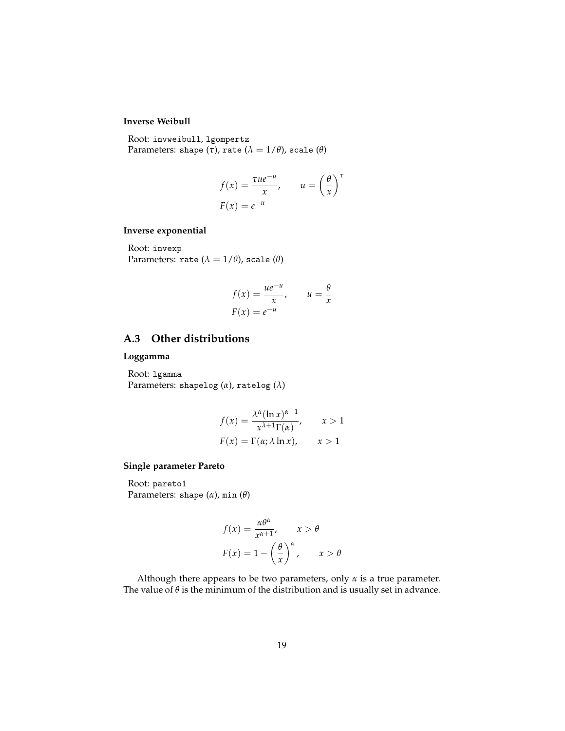#### Inverse Weibull

Root: `invweibull`, `lgompertz`
Parameters: `shape` ($\tau$), `rate` ($\lambda = 1/\theta$), `scale` ($\theta$)

$$
\begin{aligned}
f(x) &= \frac{\tau u e^{-u}}{x}, \qquad u = \left(\frac{\theta}{x}\right)^{\tau} \\
F(x) &= e^{-u}
\end{aligned}
$$

#### Inverse exponential

Root: `invexp`
Parameters: `rate` ($\lambda = 1/\theta$), `scale` ($\theta$)

$$
\begin{aligned}
f(x) &= \frac{u e^{-u}}{x}, \qquad u = \frac{\theta}{x} \\
F(x) &= e^{-u}
\end{aligned}
$$

## A.3 Other distributions

#### Loggamma

Root: `lgamma`
Parameters: `shapelog` ($\alpha$), `ratelog` ($\lambda$)

$$
\begin{aligned}
f(x) &= \frac{\lambda^{\alpha} (\ln x)^{\alpha - 1}}{x^{\lambda + 1} \Gamma(\alpha)}, \qquad x > 1 \\
F(x) &= \Gamma(\alpha; \lambda \ln x), \qquad x > 1
\end{aligned}
$$

#### Single parameter Pareto

Root: `pareto1`
Parameters: `shape` ($\alpha$), `min` ($\theta$)

$$
\begin{aligned}
f(x) &= \frac{\alpha \theta^{\alpha}}{x^{\alpha + 1}}, \qquad x > \theta \\
F(x) &= 1 - \left(\frac{\theta}{x}\right)^{\alpha}, \qquad x > \theta
\end{aligned}
$$

Although there appears to be two parameters, only $\alpha$ is a true parameter. The value of $\theta$ is the minimum of the distribution and is usually set in advance.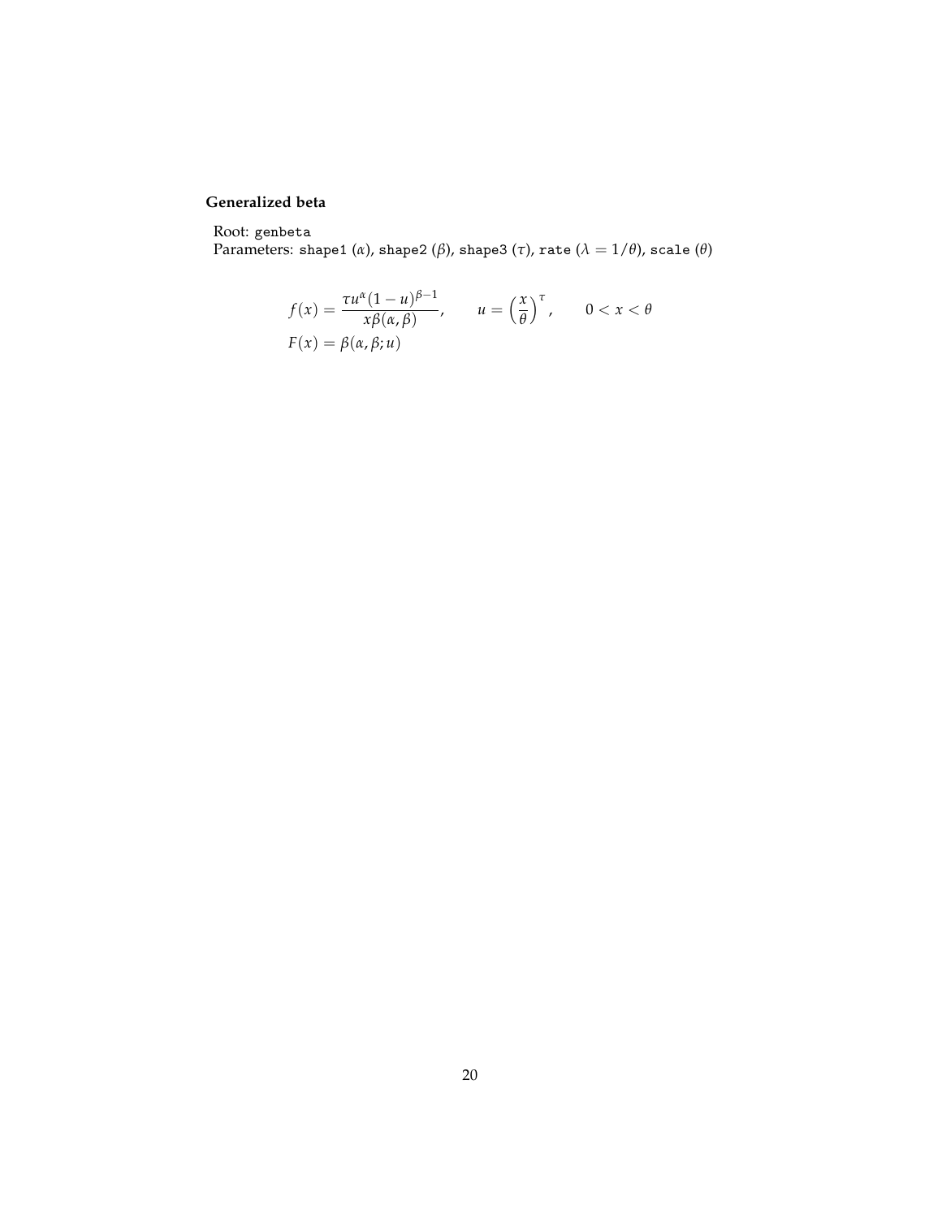### Generalized beta

Root: `genbeta`
Parameters: `shape1` ($\alpha$), `shape2` ($\beta$), `shape3` ($\tau$), `rate` ($\lambda = 1/\theta$), `scale` ($\theta$)

$$f(x) = \frac{\tau u^{\alpha}(1-u)^{\beta-1}}{x\beta(\alpha,\beta)}, \qquad u = \left(\frac{x}{\theta}\right)^{\tau}, \qquad 0 < x < \theta$$

$$F(x) = \beta(\alpha, \beta; u)$$